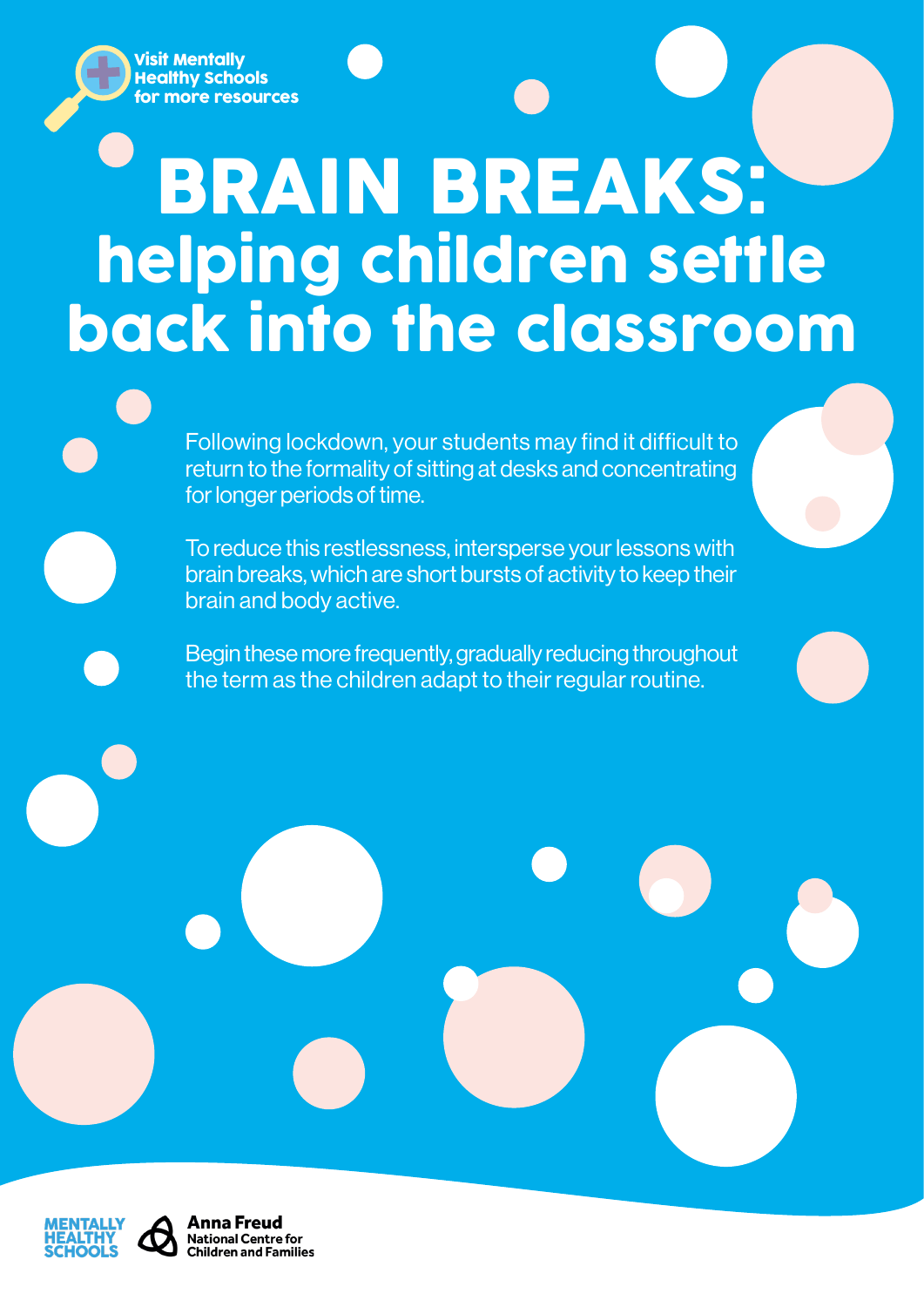Visit Mentally Healthy Schools for more resources

# BRAIN BREAKS: helping children settle back into the classroom

Following lockdown, your students may find it difficult to return to the formality of sitting at desks and concentrating for longer periods of time.

To reduce this restlessness, intersperse your lessons with brain breaks, which are short bursts of activity to keep their brain and body active.

Begin these more frequently, gradually reducing throughout the term as the children adapt to their regular routine.

MENTALLY HEALTHY SCHOOLS

Anna Freud National Centre for Children and Families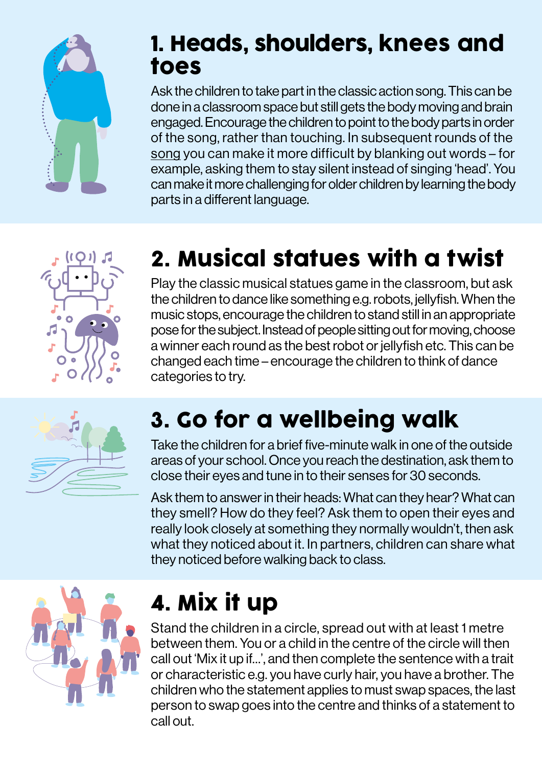## 1. Heads, shoulders, knees and toes

Ask the children to take part in the classic action song. This can be done in a classroom space but still gets the body moving and brain engaged. Encourage the children to point to the body parts in order of the song, rather than touching. In subsequent rounds of the song you can make it more difficult by blanking out words – for example, asking them to stay silent instead of singing 'head'. You can make it more challenging for older children by learning the body parts in a different language.

## 2. Musical statues with a twist

Play the classic musical statues game in the classroom, but ask the children to dance like something e.g. robots, jellyfish. When the music stops, encourage the children to stand still in an appropriate pose for the subject. Instead of people sitting out for moving, choose a winner each round as the best robot or jellyfish etc. This can be changed each time – encourage the children to think of dance categories to try.

## 3. Go for a wellbeing walk

Take the children for a brief five-minute walk in one of the outside areas of your school. Once you reach the destination, ask them to close their eyes and tune in to their senses for 30 seconds.

Ask them to answer in their heads: What can they hear? What can they smell? How do they feel? Ask them to open their eyes and really look closely at something they normally wouldn't, then ask what they noticed about it. In partners, children can share what they noticed before walking back to class.

## 4. Mix it up

Stand the children in a circle, spread out with at least 1 metre between them. You or a child in the centre of the circle will then call out 'Mix it up if...', and then complete the sentence with a trait or characteristic e.g. you have curly hair, you have a brother. The children who the statement applies to must swap spaces, the last person to swap goes into the centre and thinks of a statement to call out.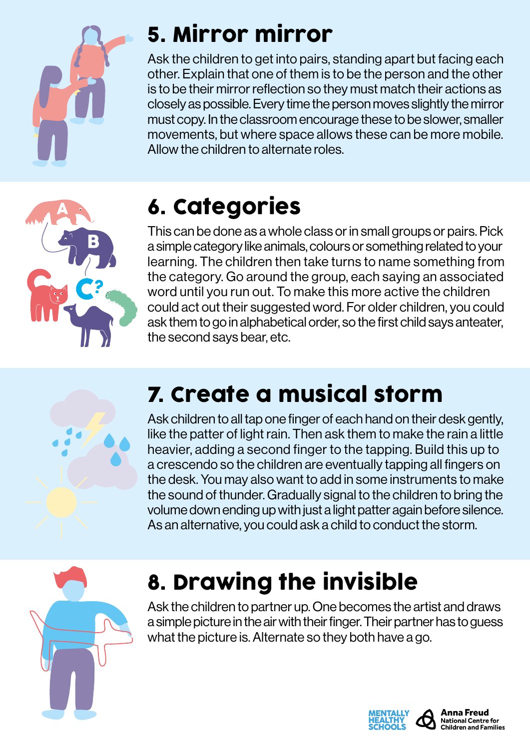## 5. Mirror mirror

Ask the children to get into pairs, standing apart but facing each other. Explain that one of them is to be the person and the other is to be their mirror reflection so they must match their actions as closely as possible. Every time the person moves slightly the mirror must copy. In the classroom encourage these to be slower, smaller movements, but where space allows these can be more mobile. Allow the children to alternate roles.

## 6. Categories

This can be done as a whole class or in small groups or pairs. Pick a simple category like animals, colours or something related to your learning. The children then take turns to name something from the category. Go around the group, each saying an associated word until you run out. To make this more active the children could act out their suggested word. For older children, you could ask them to go in alphabetical order, so the first child says anteater, the second says bear, etc.

## 7. Create a musical storm

Ask children to all tap one finger of each hand on their desk gently, like the patter of light rain. Then ask them to make the rain a little heavier, adding a second finger to the tapping. Build this up to a crescendo so the children are eventually tapping all fingers on the desk. You may also want to add in some instruments to make the sound of thunder. Gradually signal to the children to bring the volume down ending up with just a light patter again before silence. As an alternative, you could ask a child to conduct the storm.

## 8. Drawing the invisible

Ask the children to partner up. One becomes the artist and draws a simple picture in the air with their finger. Their partner has to guess what the picture is. Alternate so they both have a go.

MENTALLY HEALTHY SCHOOLS

Anna Freud National Centre for Children and Families